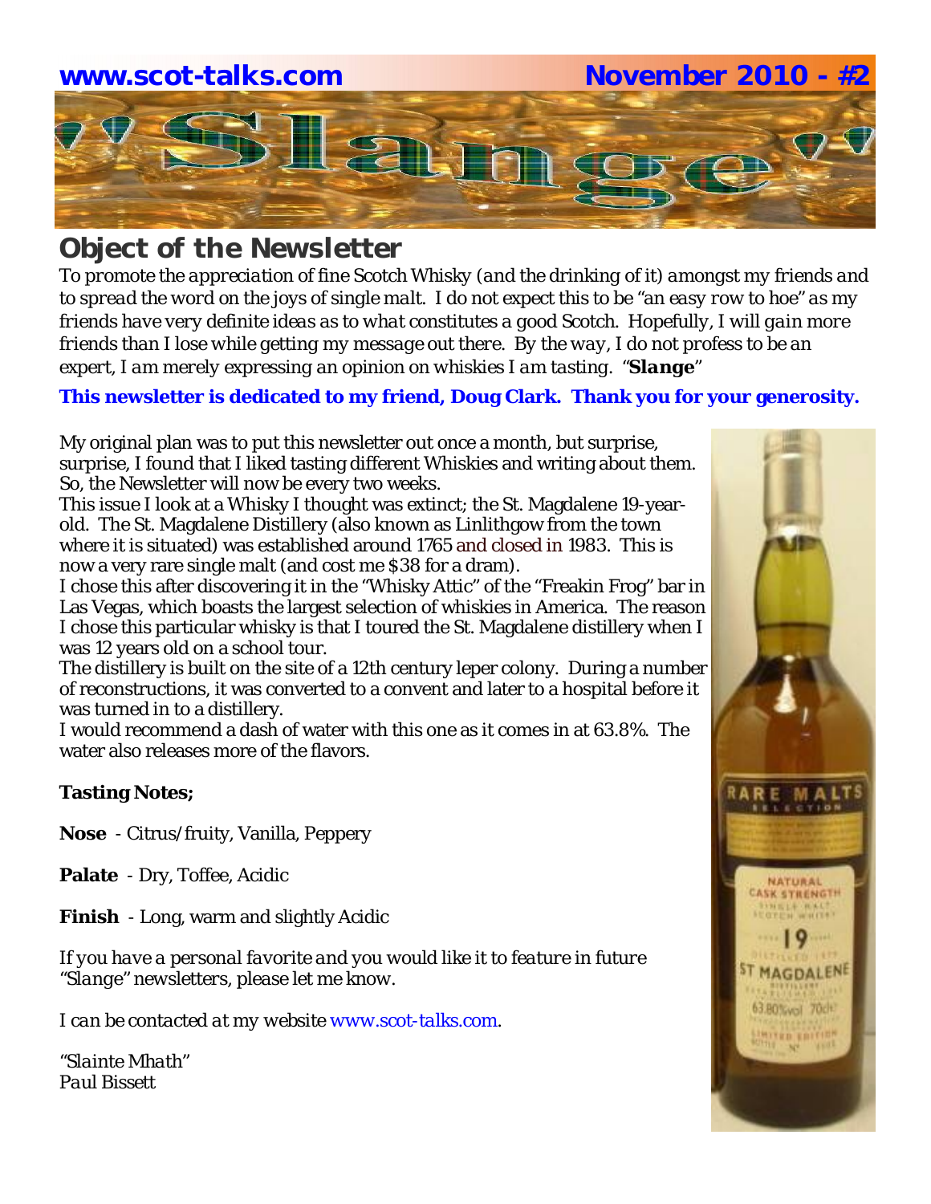www.scot-talks.com November 2010 - #2

# Slange

## Object of the Newsletter

*To promote the appreciation of fine Scotch Whisky (and the drinking of it) amongst my friends and to spread the word on the joys of single malt. I do not expect this to be "an easy row to hoe" as my friends have very definite ideas as to what constitutes a good Scotch. Hopefully, I will gain more friends than I lose while getting my message out there. By the way, I do not profess to be an expert, I am merely expressing an opinion on whiskies I am tasting. "**Slange**"*

**This newsletter is dedicated to my friend, Doug Clark. Thank you for your generosity.**

My original plan was to put this newsletter out once a month, but surprise, surprise, I found that I liked tasting different Whiskies and writing about them. So, the Newsletter will now be every two weeks.

This issue I look at a Whisky I thought was extinct; the St. Magdalene 19-year-old. The St. Magdalene Distillery (also known as Linlithgow from the town where it is situated) was established around 1765 and closed in 1983. This is now a very rare single malt (and cost me $38 for a dram).

I chose this after discovering it in the "Whisky Attic" of the "Freakin Frog" bar in Las Vegas, which boasts the largest selection of whiskies in America. The reason I chose this particular whisky is that I toured the St. Magdalene distillery when I was 12 years old on a school tour.

The distillery is built on the site of a 12th century leper colony. During a number of reconstructions, it was converted to a convent and later to a hospital before it was turned in to a distillery.

I would recommend a dash of water with this one as it comes in at 63.8%. The water also releases more of the flavors.

**Tasting Notes;**

**Nose** - Citrus/fruity, Vanilla, Peppery

**Palate** - Dry, Toffee, Acidic

**Finish** - Long, warm and slightly Acidic

*If you have a personal favorite and you would like it to feature in future "Slange" newsletters, please let me know.*

*I can be contacted at my website www.scot-talks.com.*

*"Slainte Mhath"*
*Paul Bissett*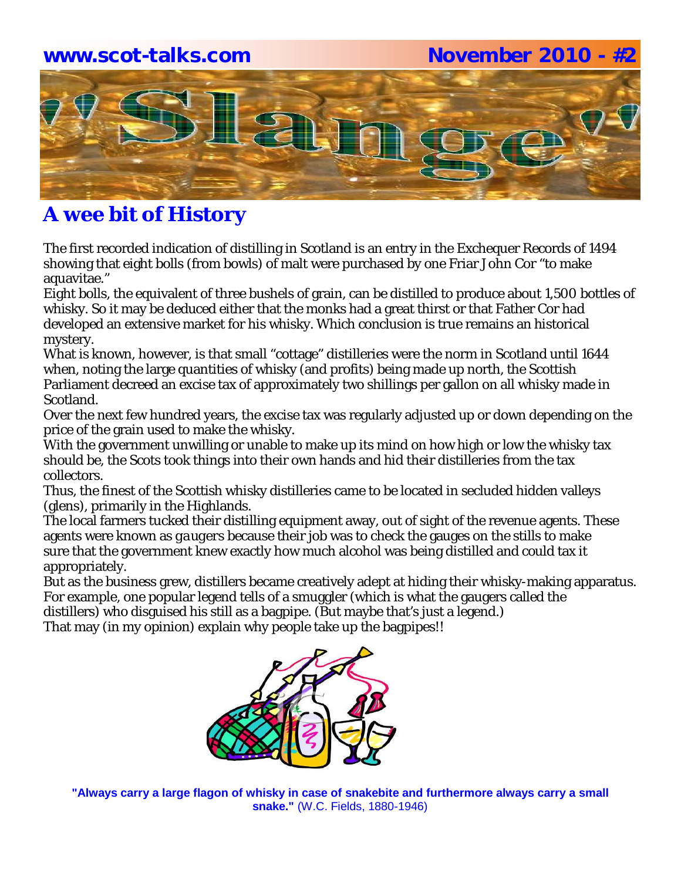# A wee bit of History

The first recorded indication of distilling in Scotland is an entry in the Exchequer Records of 1494 showing that eight bolls (from bowls) of malt were purchased by one Friar John Cor "to make aquavitae."

Eight bolls, the equivalent of three bushels of grain, can be distilled to produce about 1,500 bottles of whisky. So it may be deduced either that the monks had a great thirst or that Father Cor had developed an extensive market for his whisky. Which conclusion is true remains an historical mystery.

What is known, however, is that small "cottage" distilleries were the norm in Scotland until 1644 when, noting the large quantities of whisky (and profits) being made up north, the Scottish Parliament decreed an excise tax of approximately two shillings per gallon on all whisky made in Scotland.

Over the next few hundred years, the excise tax was regularly adjusted up or down depending on the price of the grain used to make the whisky.

With the government unwilling or unable to make up its mind on how high or low the whisky tax should be, the Scots took things into their own hands and hid their distilleries from the tax collectors.

Thus, the finest of the Scottish whisky distilleries came to be located in secluded hidden valleys (glens), primarily in the Highlands.

The local farmers tucked their distilling equipment away, out of sight of the revenue agents. These agents were known as *gaugers* because their job was to check the gauges on the stills to make sure that the government knew exactly how much alcohol was being distilled and could tax it appropriately.

But as the business grew, distillers became creatively adept at hiding their whisky-making apparatus. For example, one popular legend tells of a smuggler (which is what the gaugers called the distillers) who disguised his still as a bagpipe. (But maybe that's just a legend.)

That may (in my opinion) explain why people take up the bagpipes!!

**"Always carry a large flagon of whisky in case of snakebite and furthermore always carry a small snake."** (W.C. Fields, 1880-1946)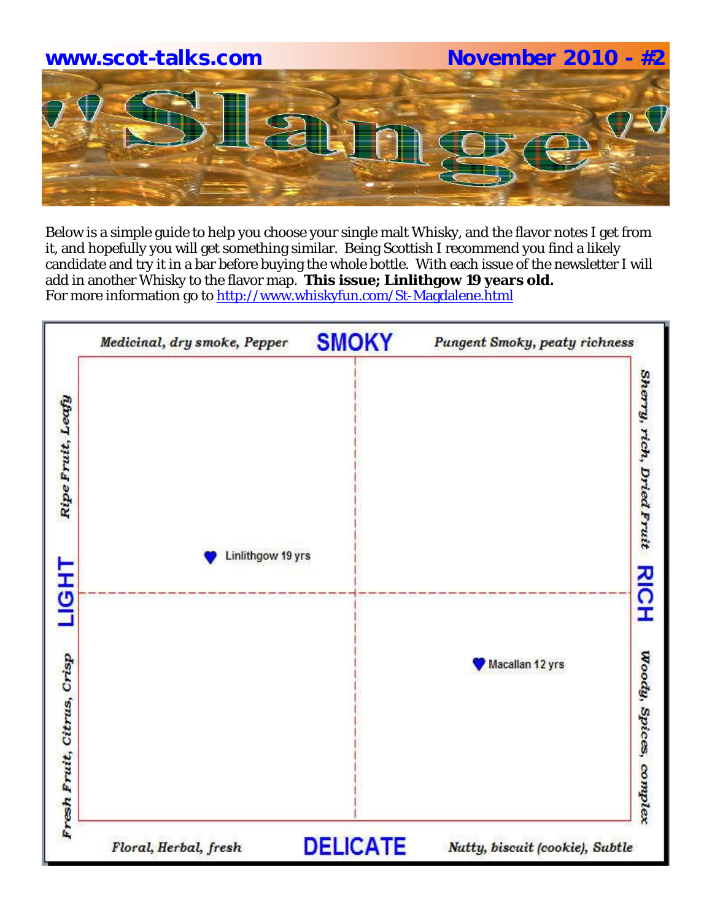www.scot-talks.com November 2010 - #2

# Slange

Below is a simple guide to help you choose your single malt Whisky, and the flavor notes I get from it, and hopefully you will get something similar. Being Scottish I recommend you find a likely candidate and try it in a bar before buying the whole bottle. With each issue of the newsletter I will add in another Whisky to the flavor map. **This issue; Linlithgow 19 years old.**
For more information go to http://www.whiskyfun.com/St-Magdalene.html

SMOKY

Medicinal, dry smoke, Pepper

Pungent Smoky, peaty richness

LIGHT

Ripe Fruit, Leafy

Fresh Fruit, Citrus, Crisp

RICH

Sherry, rich, Dried Fruit

Woody, Spices, complex

DELICATE

Floral, Herbal, fresh

Nutty, biscuit (cookie), Subtle

Linlithgow 19 yrs

Macallan 12 yrs